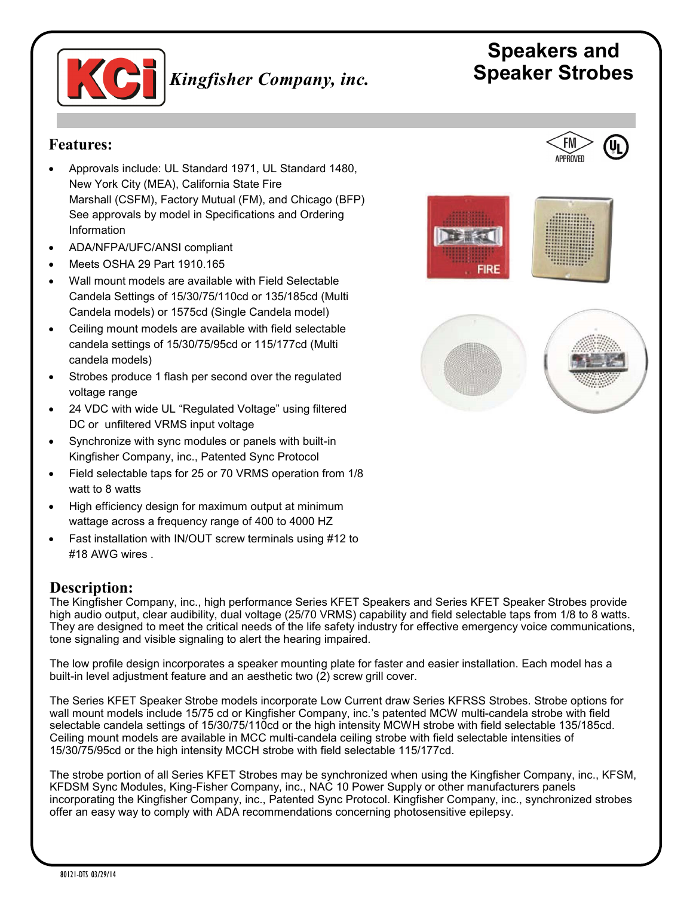Kingfisher Company, inc.

# Speakers and Speaker Strobes

## Features:

- Approvals include: UL Standard 1971, UL Standard 1480, New York City (MEA), California State Fire Marshall (CSFM), Factory Mutual (FM), and Chicago (BFP) See approvals by model in Specifications and Ordering Information
- ADA/NFPA/UFC/ANSI compliant
- Meets OSHA 29 Part 1910.165
- Wall mount models are available with Field Selectable Candela Settings of 15/30/75/110cd or 135/185cd (Multi Candela models) or 1575cd (Single Candela model)
- Ceiling mount models are available with field selectable candela settings of 15/30/75/95cd or 115/177cd (Multi candela models)
- Strobes produce 1 flash per second over the regulated voltage range
- 24 VDC with wide UL "Regulated Voltage" using filtered DC or unfiltered VRMS input voltage
- Synchronize with sync modules or panels with built-in Kingfisher Company, inc., Patented Sync Protocol
- Field selectable taps for 25 or 70 VRMS operation from 1/8 watt to 8 watts
- High efficiency design for maximum output at minimum wattage across a frequency range of 400 to 4000 HZ
- Fast installation with IN/OUT screw terminals using #12 to #18 AWG wires .

## Description:

The Kingfisher Company, inc., high performance Series KFET Speakers and Series KFET Speaker Strobes provide high audio output, clear audibility, dual voltage (25/70 VRMS) capability and field selectable taps from 1/8 to 8 watts. They are designed to meet the critical needs of the life safety industry for effective emergency voice communications, tone signaling and visible signaling to alert the hearing impaired.

The low profile design incorporates a speaker mounting plate for faster and easier installation. Each model has a built-in level adjustment feature and an aesthetic two (2) screw grill cover.

The Series KFET Speaker Strobe models incorporate Low Current draw Series KFRSS Strobes. Strobe options for wall mount models include 15/75 cd or Kingfisher Company, inc.'s patented MCW multi-candela strobe with field selectable candela settings of 15/30/75/110cd or the high intensity MCWH strobe with field selectable 135/185cd. Ceiling mount models are available in MCC multi-candela ceiling strobe with field selectable intensities of 15/30/75/95cd or the high intensity MCCH strobe with field selectable 115/177cd.

The strobe portion of all Series KFET Strobes may be synchronized when using the Kingfisher Company, inc., KFSM, KFDSM Sync Modules, King-Fisher Company, inc., NAC 10 Power Supply or other manufacturers panels incorporating the Kingfisher Company, inc., Patented Sync Protocol. Kingfisher Company, inc., synchronized strobes offer an easy way to comply with ADA recommendations concerning photosensitive epilepsy.

80121-DTS 03/29/14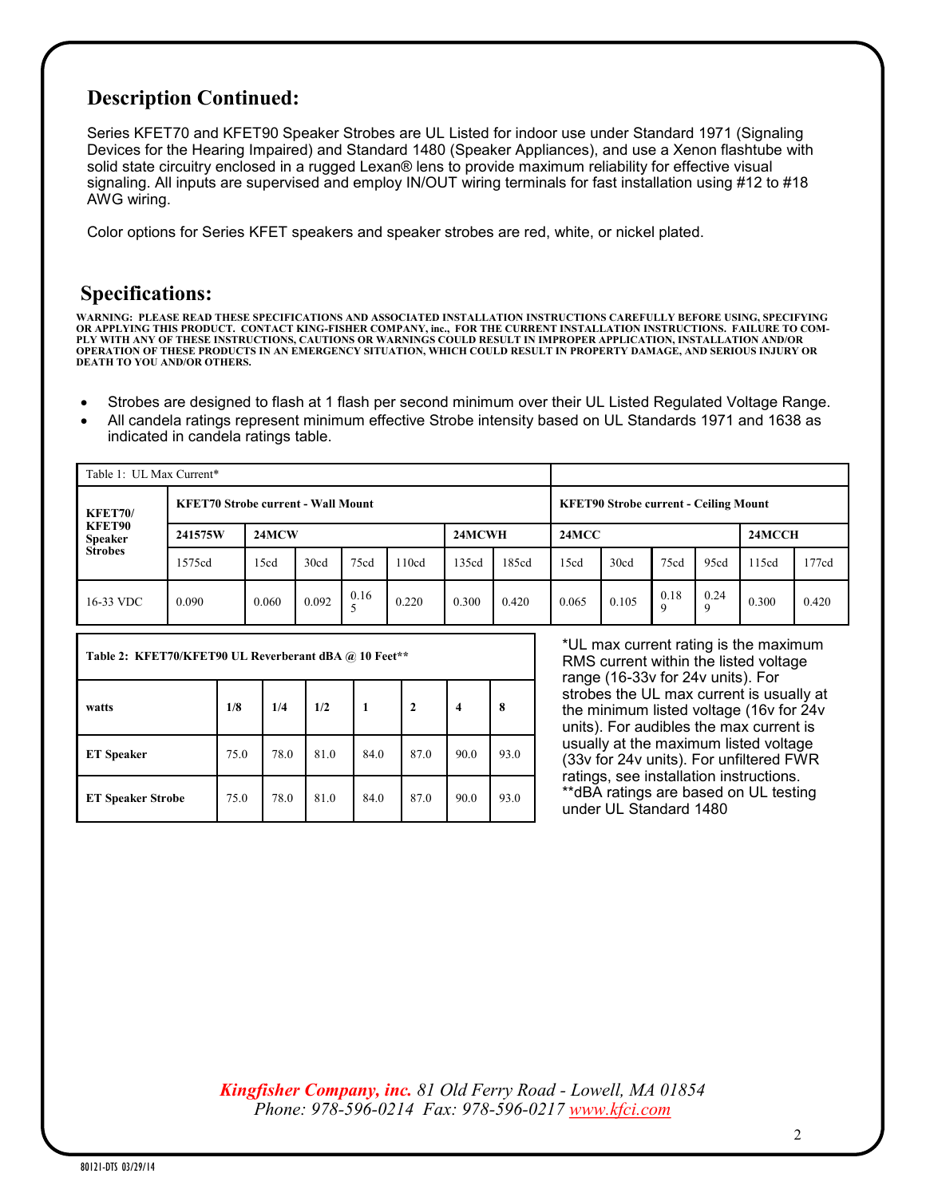## Description Continued:

Series KFET70 and KFET90 Speaker Strobes are UL Listed for indoor use under Standard 1971 (Signaling Devices for the Hearing Impaired) and Standard 1480 (Speaker Appliances), and use a Xenon flashtube with solid state circuitry enclosed in a rugged Lexan® lens to provide maximum reliability for effective visual signaling. All inputs are supervised and employ IN/OUT wiring terminals for fast installation using #12 to #18 AWG wiring.

Color options for Series KFET speakers and speaker strobes are red, white, or nickel plated.

## Specifications:

**WARNING: PLEASE READ THESE SPECIFICATIONS AND ASSOCIATED INSTALLATION INSTRUCTIONS CAREFULLY BEFORE USING, SPECIFYING OR APPLYING THIS PRODUCT. CONTACT KING-FISHER COMPANY, inc., FOR THE CURRENT INSTALLATION INSTRUCTIONS. FAILURE TO COMPLY WITH ANY OF THESE INSTRUCTIONS, CAUTIONS OR WARNINGS COULD RESULT IN IMPROPER APPLICATION, INSTALLATION AND/OR OPERATION OF THESE PRODUCTS IN AN EMERGENCY SITUATION, WHICH COULD RESULT IN PROPERTY DAMAGE, AND SERIOUS INJURY OR DEATH TO YOU AND/OR OTHERS.**

- Strobes are designed to flash at 1 flash per second minimum over their UL Listed Regulated Voltage Range.
- All candela ratings represent minimum effective Strobe intensity based on UL Standards 1971 and 1638 as indicated in candela ratings table.

| Table 1: UL Max Current* | | | | | | | | | | | | | |
|---|---|---|---|---|---|---|---|---|---|---|---|---|---|
| **KFET70/ KFET90 Speaker Strobes** | **KFET70 Strobe current - Wall Mount** | | | | | | | **KFET90 Strobe current - Ceiling Mount** | | | | | |
| | **241575W** | **24MCW** | | | | **24MCWH** | | **24MCC** | | | | **24MCCH** | |
| | 1575cd | 15cd | 30cd | 75cd | 110cd | 135cd | 185cd | 15cd | 30cd | 75cd | 95cd | 115cd | 177cd |
| 16-33 VDC | 0.090 | 0.060 | 0.092 | 0.165 | 0.220 | 0.300 | 0.420 | 0.065 | 0.105 | 0.189 | 0.249 | 0.300 | 0.420 |

| Table 2: KFET70/KFET90 UL Reverberant dBA @ 10 Feet** | | | | | | | |
|---|---|---|---|---|---|---|---|
| **watts** | **1/8** | **1/4** | **1/2** | **1** | **2** | **4** | **8** |
| **ET Speaker** | 75.0 | 78.0 | 81.0 | 84.0 | 87.0 | 90.0 | 93.0 |
| **ET Speaker Strobe** | 75.0 | 78.0 | 81.0 | 84.0 | 87.0 | 90.0 | 93.0 |

*UL max current rating is the maximum RMS current within the listed voltage range (16-33v for 24v units). For strobes the UL max current is usually at the minimum listed voltage (16v for 24v units). For audibles the max current is usually at the maximum listed voltage (33v for 24v units). For unfiltered FWR ratings, see installation instructions.
**dBA ratings are based on UL testing under UL Standard 1480

*Kingfisher Company, inc. 81 Old Ferry Road - Lowell, MA 01854*
*Phone: 978-596-0214 Fax: 978-596-0217 www.kfci.com*

80121-DTS 03/29/14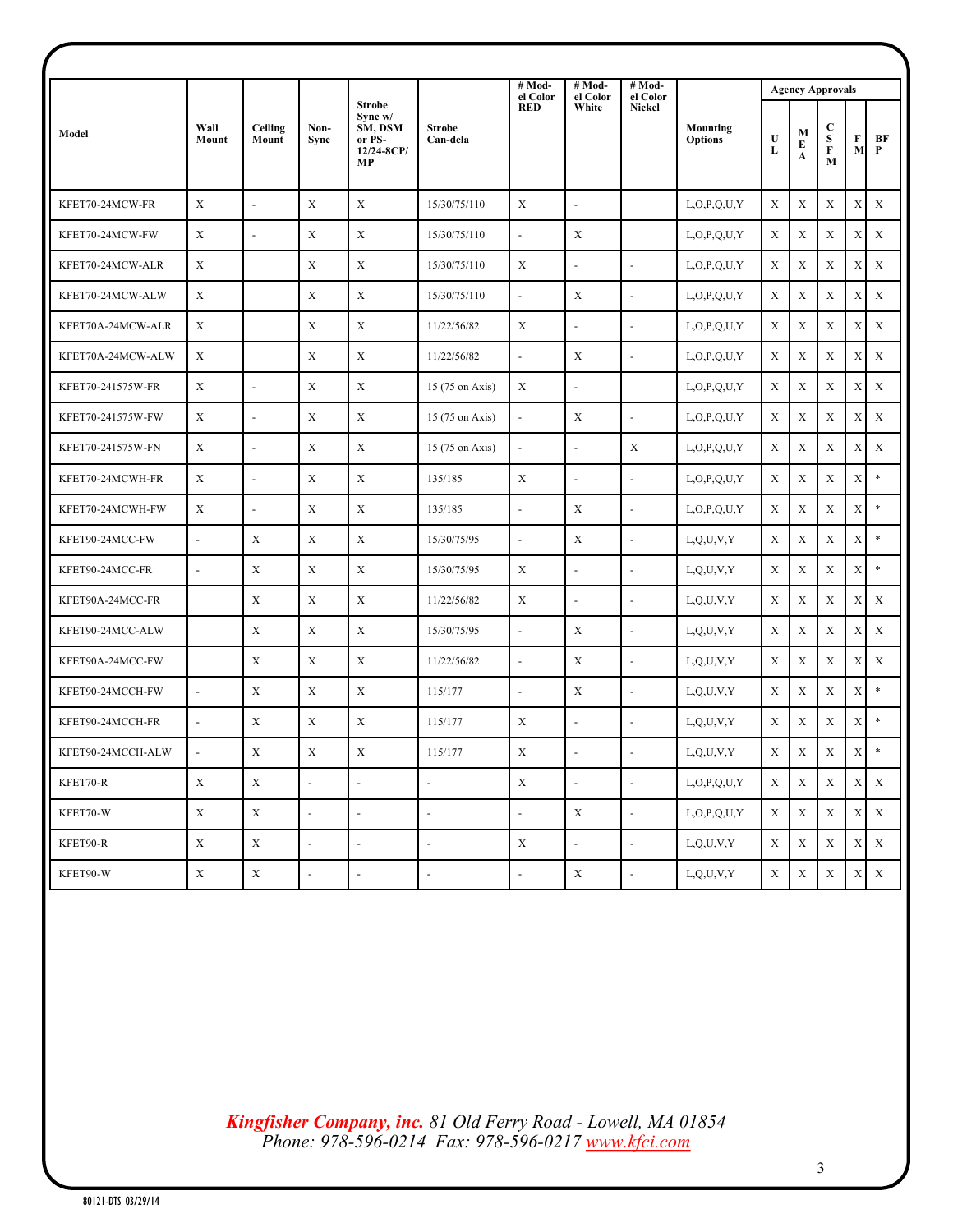| Model | Wall Mount | Ceiling Mount | Non-Sync | Strobe Sync w/ SM, DSM or PS-12/24-8CP/MP | Strobe Can-dela | # Model Color RED | # Model Color White | # Model Color Nickel | Mounting Options | Agency Approvals | | | | |
|---|---|---|---|---|---|---|---|---|---|---|---|---|---|---|
| | | | | | | | | | | UL | MEA | CSFM | FM | BFP |
| KFET70-24MCW-FR | X | - | X | X | 15/30/75/110 | X | - | | L,O,P,Q,U,Y | X | X | X | X | X |
| KFET70-24MCW-FW | X | - | X | X | 15/30/75/110 | - | X | | L,O,P,Q,U,Y | X | X | X | X | X |
| KFET70-24MCW-ALR | X | | X | X | 15/30/75/110 | X | - | - | L,O,P,Q,U,Y | X | X | X | X | X |
| KFET70-24MCW-ALW | X | | X | X | 15/30/75/110 | - | X | - | L,O,P,Q,U,Y | X | X | X | X | X |
| KFET70A-24MCW-ALR | X | | X | X | 11/22/56/82 | X | - | - | L,O,P,Q,U,Y | X | X | X | X | X |
| KFET70A-24MCW-ALW | X | | X | X | 11/22/56/82 | - | X | - | L,O,P,Q,U,Y | X | X | X | X | X |
| KFET70-241575W-FR | X | - | X | X | 15 (75 on Axis) | X | - | | L,O,P,Q,U,Y | X | X | X | X | X |
| KFET70-241575W-FW | X | - | X | X | 15 (75 on Axis) | - | X | - | L,O,P,Q,U,Y | X | X | X | X | X |
| KFET70-241575W-FN | X | - | X | X | 15 (75 on Axis) | - | - | X | L,O,P,Q,U,Y | X | X | X | X | X |
| KFET70-24MCWH-FR | X | - | X | X | 135/185 | X | - | - | L,O,P,Q,U,Y | X | X | X | X | * |
| KFET70-24MCWH-FW | X | - | X | X | 135/185 | - | X | - | L,O,P,Q,U,Y | X | X | X | X | * |
| KFET90-24MCC-FW | - | X | X | X | 15/30/75/95 | - | X | - | L,Q,U,V,Y | X | X | X | X | * |
| KFET90-24MCC-FR | - | X | X | X | 15/30/75/95 | X | - | - | L,Q,U,V,Y | X | X | X | X | * |
| KFET90A-24MCC-FR | | X | X | X | 11/22/56/82 | X | - | - | L,Q,U,V,Y | X | X | X | X | X |
| KFET90-24MCC-ALW | | X | X | X | 15/30/75/95 | - | X | - | L,Q,U,V,Y | X | X | X | X | X |
| KFET90A-24MCC-FW | | X | X | X | 11/22/56/82 | - | X | - | L,Q,U,V,Y | X | X | X | X | X |
| KFET90-24MCCH-FW | - | X | X | X | 115/177 | - | X | - | L,Q,U,V,Y | X | X | X | X | * |
| KFET90-24MCCH-FR | - | X | X | X | 115/177 | X | - | - | L,Q,U,V,Y | X | X | X | X | * |
| KFET90-24MCCH-ALW | - | X | X | X | 115/177 | X | - | - | L,Q,U,V,Y | X | X | X | X | * |
| KFET70-R | X | X | - | - | - | X | - | - | L,O,P,Q,U,Y | X | X | X | X | X |
| KFET70-W | X | X | - | - | - | - | X | - | L,O,P,Q,U,Y | X | X | X | X | X |
| KFET90-R | X | X | - | - | - | X | - | - | L,Q,U,V,Y | X | X | X | X | X |
| KFET90-W | X | X | - | - | - | - | X | - | L,Q,U,V,Y | X | X | X | X | X |

***Kingfisher Company, inc.*** *81 Old Ferry Road - Lowell, MA 01854*
*Phone: 978-596-0214 Fax: 978-596-0217 www.kfci.com*

80121-DTS 03/29/14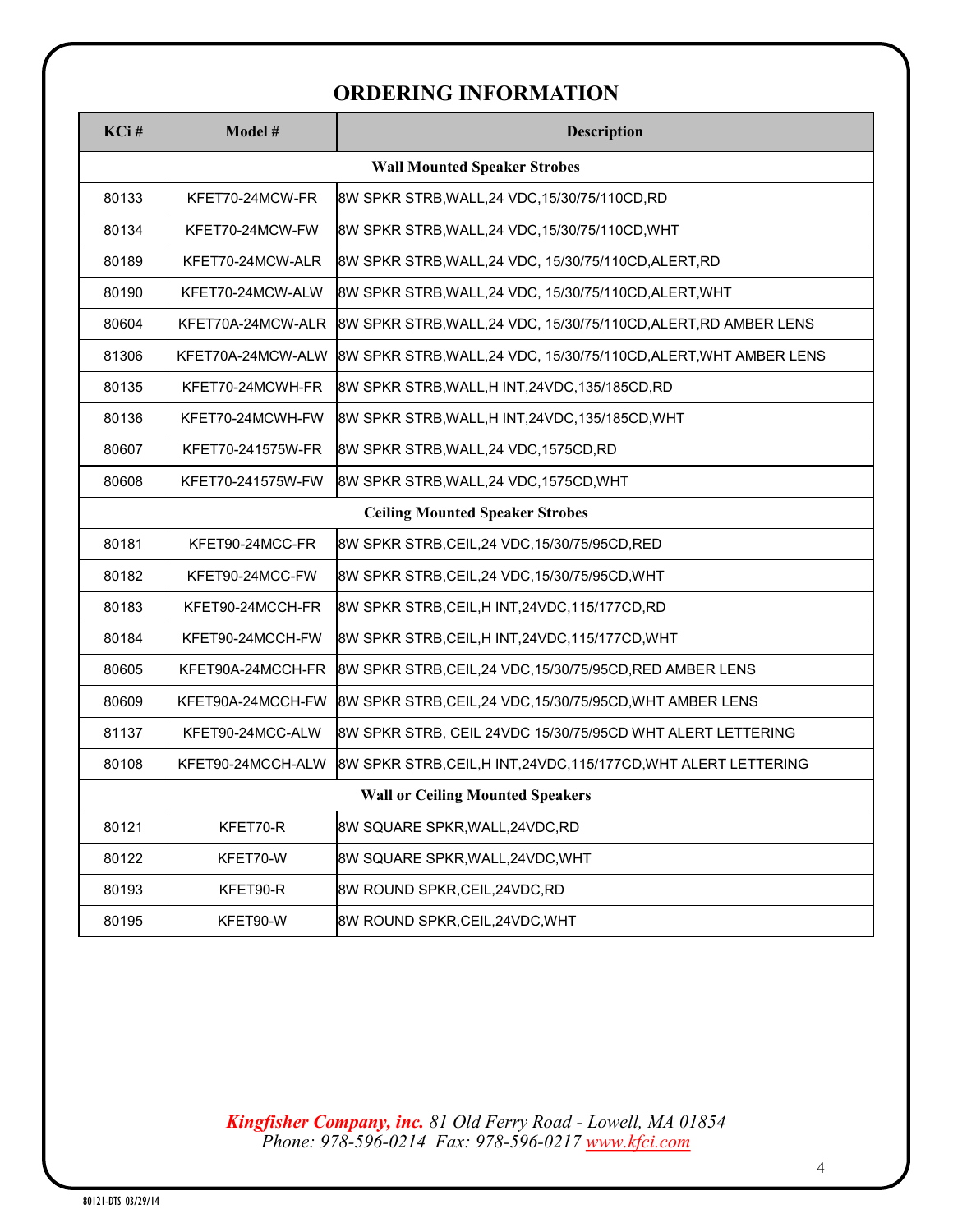# ORDERING INFORMATION

| KCi # | Model # | Description |
|---|---|---|
| **Wall Mounted Speaker Strobes** | | |
| 80133 | KFET70-24MCW-FR | 8W SPKR STRB,WALL,24 VDC,15/30/75/110CD,RD |
| 80134 | KFET70-24MCW-FW | 8W SPKR STRB,WALL,24 VDC,15/30/75/110CD,WHT |
| 80189 | KFET70-24MCW-ALR | 8W SPKR STRB,WALL,24 VDC, 15/30/75/110CD,ALERT,RD |
| 80190 | KFET70-24MCW-ALW | 8W SPKR STRB,WALL,24 VDC, 15/30/75/110CD,ALERT,WHT |
| 80604 | KFET70A-24MCW-ALR | 8W SPKR STRB,WALL,24 VDC, 15/30/75/110CD,ALERT,RD AMBER LENS |
| 81306 | KFET70A-24MCW-ALW | 8W SPKR STRB,WALL,24 VDC, 15/30/75/110CD,ALERT,WHT AMBER LENS |
| 80135 | KFET70-24MCWH-FR | 8W SPKR STRB,WALL,H INT,24VDC,135/185CD,RD |
| 80136 | KFET70-24MCWH-FW | 8W SPKR STRB,WALL,H INT,24VDC,135/185CD,WHT |
| 80607 | KFET70-241575W-FR | 8W SPKR STRB,WALL,24 VDC,1575CD,RD |
| 80608 | KFET70-241575W-FW | 8W SPKR STRB,WALL,24 VDC,1575CD,WHT |
| **Ceiling Mounted Speaker Strobes** | | |
| 80181 | KFET90-24MCC-FR | 8W SPKR STRB,CEIL,24 VDC,15/30/75/95CD,RED |
| 80182 | KFET90-24MCC-FW | 8W SPKR STRB,CEIL,24 VDC,15/30/75/95CD,WHT |
| 80183 | KFET90-24MCCH-FR | 8W SPKR STRB,CEIL,H INT,24VDC,115/177CD,RD |
| 80184 | KFET90-24MCCH-FW | 8W SPKR STRB,CEIL,H INT,24VDC,115/177CD,WHT |
| 80605 | KFET90A-24MCCH-FR | 8W SPKR STRB,CEIL,24 VDC,15/30/75/95CD,RED AMBER LENS |
| 80609 | KFET90A-24MCCH-FW | 8W SPKR STRB,CEIL,24 VDC,15/30/75/95CD,WHT AMBER LENS |
| 81137 | KFET90-24MCC-ALW | 8W SPKR STRB, CEIL 24VDC 15/30/75/95CD WHT ALERT LETTERING |
| 80108 | KFET90-24MCCH-ALW | 8W SPKR STRB,CEIL,H INT,24VDC,115/177CD,WHT ALERT LETTERING |
| **Wall or Ceiling Mounted Speakers** | | |
| 80121 | KFET70-R | 8W SQUARE SPKR,WALL,24VDC,RD |
| 80122 | KFET70-W | 8W SQUARE SPKR,WALL,24VDC,WHT |
| 80193 | KFET90-R | 8W ROUND SPKR,CEIL,24VDC,RD |
| 80195 | KFET90-W | 8W ROUND SPKR,CEIL,24VDC,WHT |

***Kingfisher Company, inc.*** *81 Old Ferry Road - Lowell, MA 01854*
*Phone: 978-596-0214 Fax: 978-596-0217 www.kfci.com*

80121-DTS 03/29/14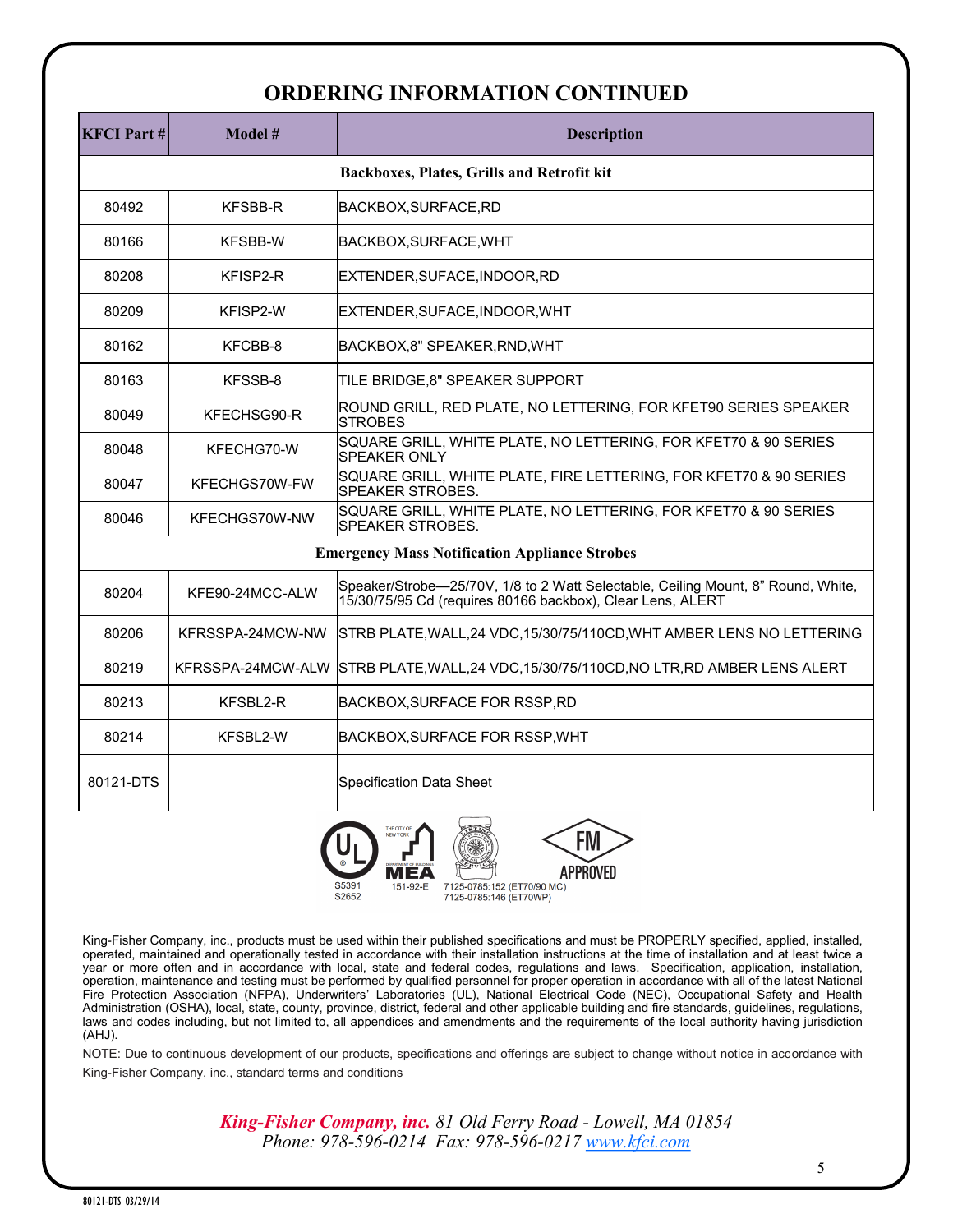# ORDERING INFORMATION CONTINUED

| KFCI Part # | Model # | Description |
|---|---|---|
| **Backboxes, Plates, Grills and Retrofit kit** | | |
| 80492 | KFSBB-R | BACKBOX,SURFACE,RD |
| 80166 | KFSBB-W | BACKBOX,SURFACE,WHT |
| 80208 | KFISP2-R | EXTENDER,SUFACE,INDOOR,RD |
| 80209 | KFISP2-W | EXTENDER,SUFACE,INDOOR,WHT |
| 80162 | KFCBB-8 | BACKBOX,8" SPEAKER,RND,WHT |
| 80163 | KFSSB-8 | TILE BRIDGE,8" SPEAKER SUPPORT |
| 80049 | KFECHSG90-R | ROUND GRILL, RED PLATE, NO LETTERING, FOR KFET90 SERIES SPEAKER STROBES |
| 80048 | KFECHG70-W | SQUARE GRILL, WHITE PLATE, NO LETTERING, FOR KFET70 & 90 SERIES SPEAKER ONLY |
| 80047 | KFECHGS70W-FW | SQUARE GRILL, WHITE PLATE, FIRE LETTERING, FOR KFET70 & 90 SERIES SPEAKER STROBES. |
| 80046 | KFECHGS70W-NW | SQUARE GRILL, WHITE PLATE, NO LETTERING, FOR KFET70 & 90 SERIES SPEAKER STROBES. |
| **Emergency Mass Notification Appliance Strobes** | | |
| 80204 | KFE90-24MCC-ALW | Speaker/Strobe—25/70V, 1/8 to 2 Watt Selectable, Ceiling Mount, 8" Round, White, 15/30/75/95 Cd (requires 80166 backbox), Clear Lens, ALERT |
| 80206 | KFRSSPA-24MCW-NW | STRB PLATE,WALL,24 VDC,15/30/75/110CD,WHT AMBER LENS NO LETTERING |
| 80219 | KFRSSPA-24MCW-ALW | STRB PLATE,WALL,24 VDC,15/30/75/110CD,NO LTR,RD AMBER LENS ALERT |
| 80213 | KFSBL2-R | BACKBOX,SURFACE FOR RSSP,RD |
| 80214 | KFSBL2-W | BACKBOX,SURFACE FOR RSSP,WHT |
| 80121-DTS | | Specification Data Sheet |

S5391 S2652 — 151-92-E — 7125-0785:152 (ET70/90 MC) 7125-0785:146 (ET70WP) — FM APPROVED

King-Fisher Company, inc., products must be used within their published specifications and must be PROPERLY specified, applied, installed, operated, maintained and operationally tested in accordance with their installation instructions at the time of installation and at least twice a year or more often and in accordance with local, state and federal codes, regulations and laws. Specification, application, installation, operation, maintenance and testing must be performed by qualified personnel for proper operation in accordance with all of the latest National Fire Protection Association (NFPA), Underwriters' Laboratories (UL), National Electrical Code (NEC), Occupational Safety and Health Administration (OSHA), local, state, county, province, district, federal and other applicable building and fire standards, guidelines, regulations, laws and codes including, but not limited to, all appendices and amendments and the requirements of the local authority having jurisdiction (AHJ).

NOTE: Due to continuous development of our products, specifications and offerings are subject to change without notice in accordance with King-Fisher Company, inc., standard terms and conditions

*King-Fisher Company, inc.* *81 Old Ferry Road - Lowell, MA 01854*
*Phone: 978-596-0214 Fax: 978-596-0217 www.kfci.com*

80121-DTS 03/29/14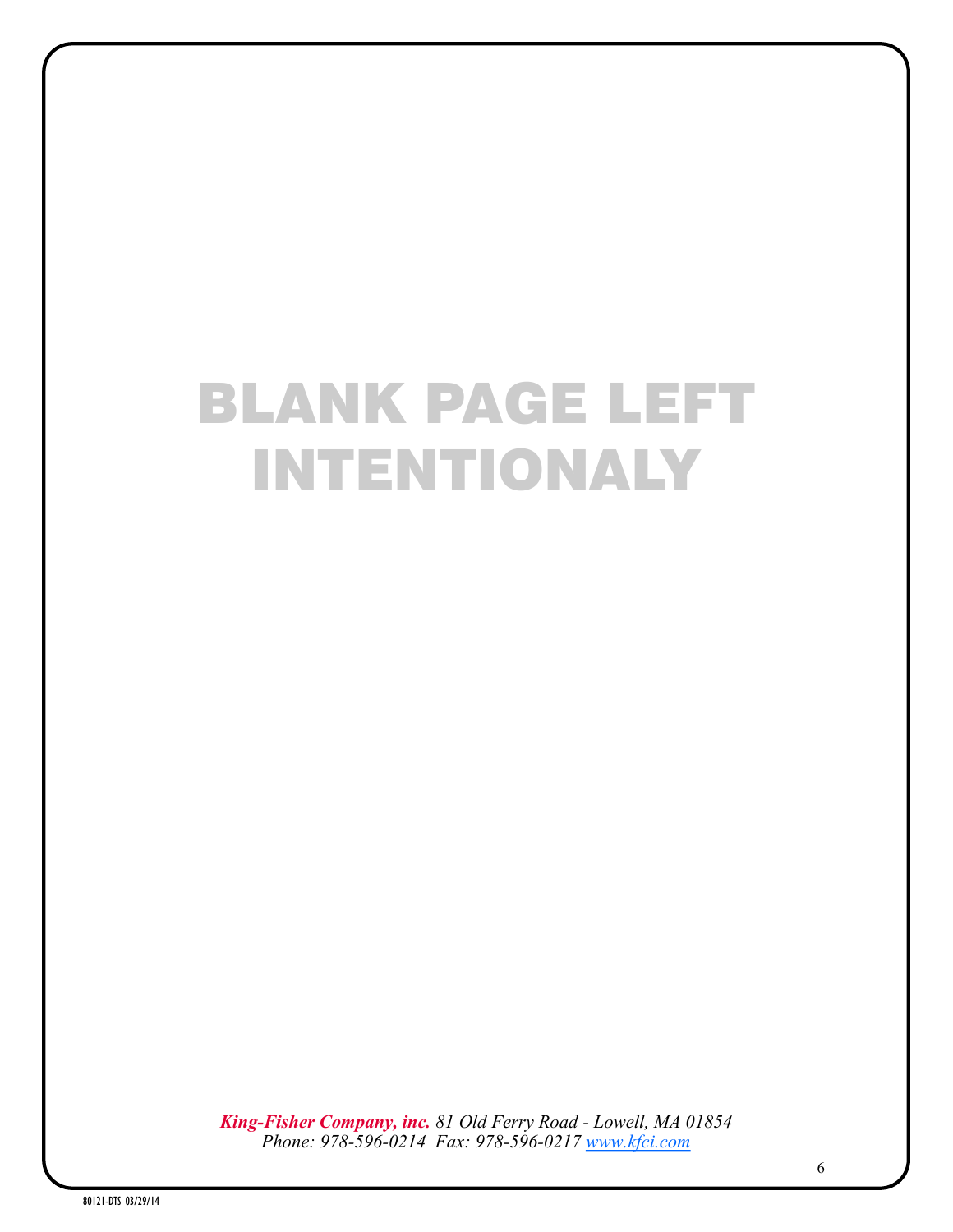BLANK PAGE LEFT INTENTIONALY